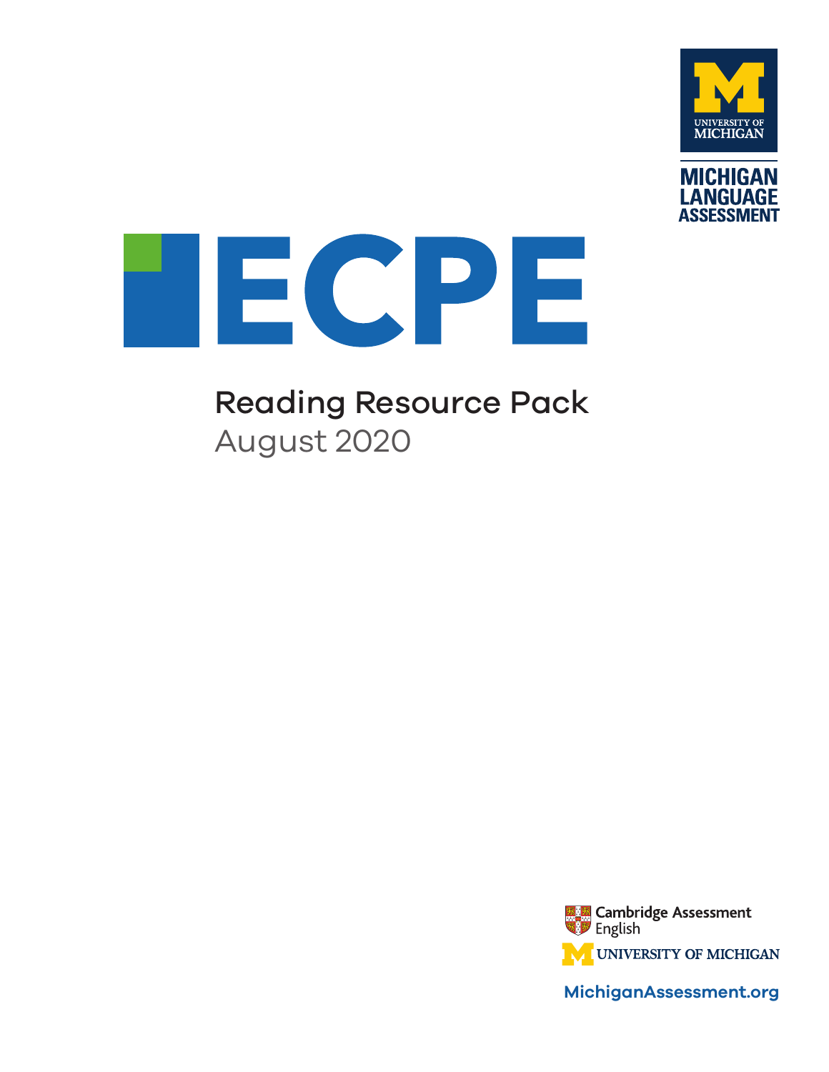UNIVERSITY OF MICHIGAN

MICHIGAN LANGUAGE ASSESSMENT

# ECPE

## Reading Resource Pack

August 2020

Cambridge Assessment English

UNIVERSITY OF MICHIGAN

MichiganAssessment.org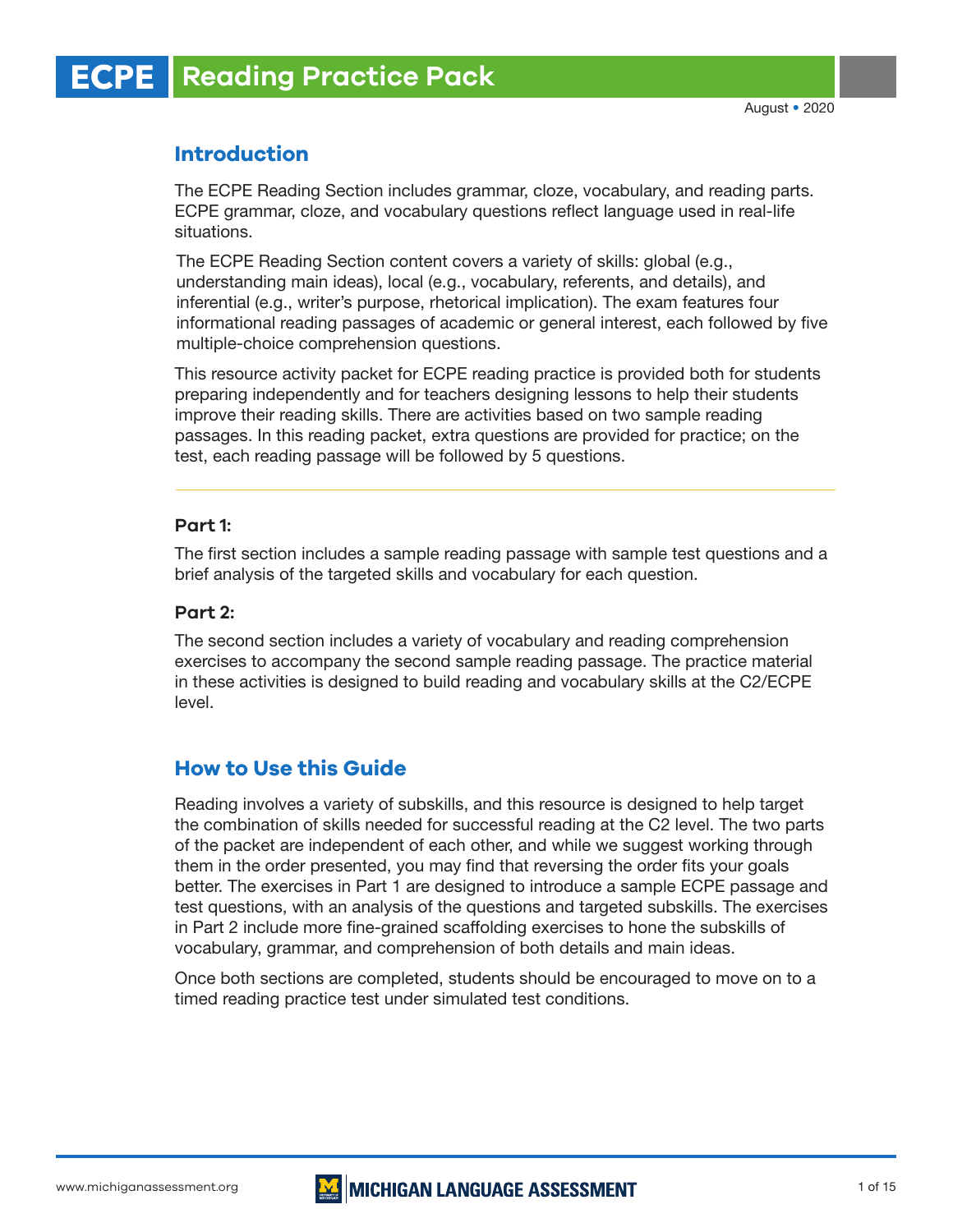# ECPE Reading Practice Pack

August • 2020

## Introduction

The ECPE Reading Section includes grammar, cloze, vocabulary, and reading parts. ECPE grammar, cloze, and vocabulary questions reflect language used in real-life situations.

The ECPE Reading Section content covers a variety of skills: global (e.g., understanding main ideas), local (e.g., vocabulary, referents, and details), and inferential (e.g., writer's purpose, rhetorical implication). The exam features four informational reading passages of academic or general interest, each followed by five multiple-choice comprehension questions.

This resource activity packet for ECPE reading practice is provided both for students preparing independently and for teachers designing lessons to help their students improve their reading skills. There are activities based on two sample reading passages. In this reading packet, extra questions are provided for practice; on the test, each reading passage will be followed by 5 questions.

---

### Part 1:

The first section includes a sample reading passage with sample test questions and a brief analysis of the targeted skills and vocabulary for each question.

### Part 2:

The second section includes a variety of vocabulary and reading comprehension exercises to accompany the second sample reading passage. The practice material in these activities is designed to build reading and vocabulary skills at the C2/ECPE level.

## How to Use this Guide

Reading involves a variety of subskills, and this resource is designed to help target the combination of skills needed for successful reading at the C2 level. The two parts of the packet are independent of each other, and while we suggest working through them in the order presented, you may find that reversing the order fits your goals better. The exercises in Part 1 are designed to introduce a sample ECPE passage and test questions, with an analysis of the questions and targeted subskills. The exercises in Part 2 include more fine-grained scaffolding exercises to hone the subskills of vocabulary, grammar, and comprehension of both details and main ideas.

Once both sections are completed, students should be encouraged to move on to a timed reading practice test under simulated test conditions.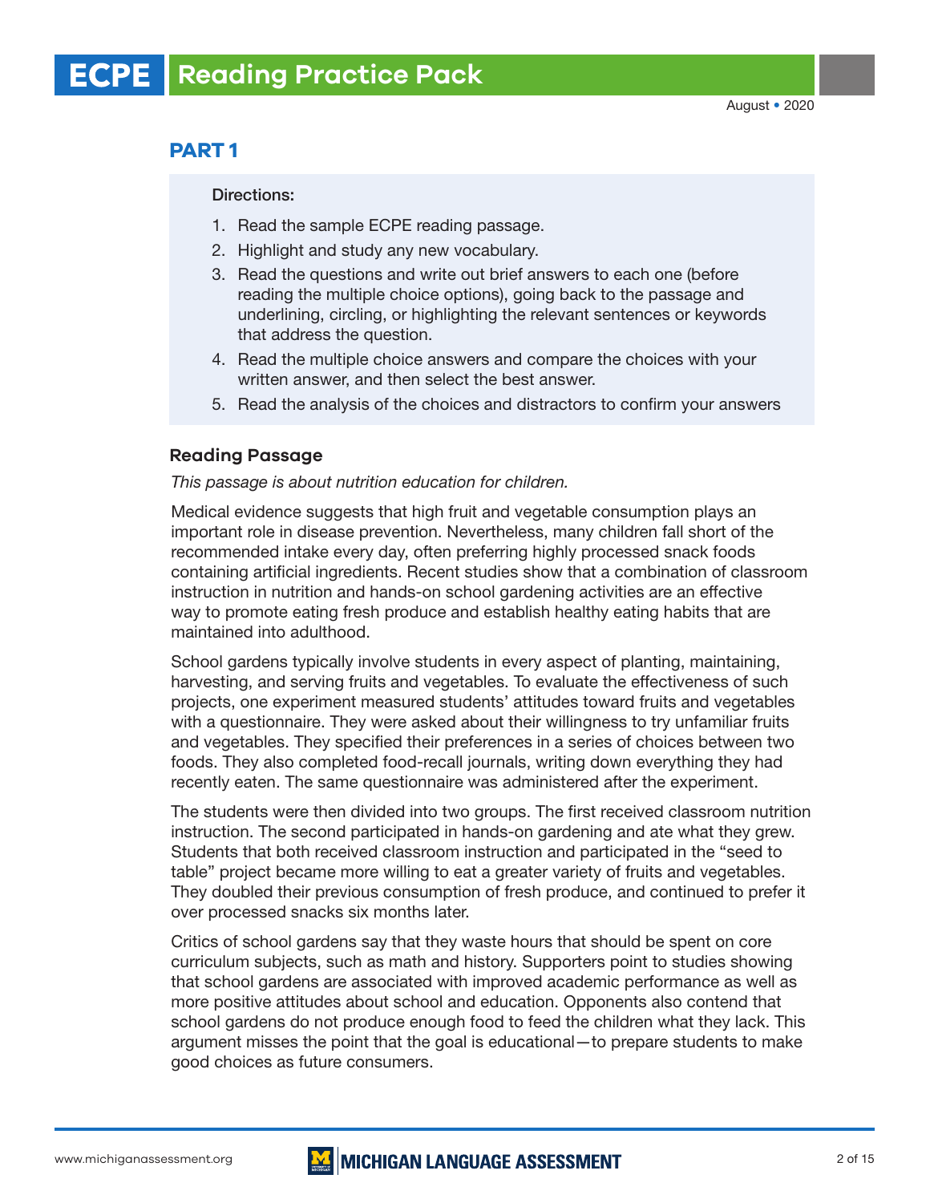## PART 1

Directions:

1. Read the sample ECPE reading passage.
2. Highlight and study any new vocabulary.
3. Read the questions and write out brief answers to each one (before reading the multiple choice options), going back to the passage and underlining, circling, or highlighting the relevant sentences or keywords that address the question.
4. Read the multiple choice answers and compare the choices with your written answer, and then select the best answer.
5. Read the analysis of the choices and distractors to confirm your answers

### Reading Passage

*This passage is about nutrition education for children.*

Medical evidence suggests that high fruit and vegetable consumption plays an important role in disease prevention. Nevertheless, many children fall short of the recommended intake every day, often preferring highly processed snack foods containing artificial ingredients. Recent studies show that a combination of classroom instruction in nutrition and hands-on school gardening activities are an effective way to promote eating fresh produce and establish healthy eating habits that are maintained into adulthood.

School gardens typically involve students in every aspect of planting, maintaining, harvesting, and serving fruits and vegetables. To evaluate the effectiveness of such projects, one experiment measured students' attitudes toward fruits and vegetables with a questionnaire. They were asked about their willingness to try unfamiliar fruits and vegetables. They specified their preferences in a series of choices between two foods. They also completed food-recall journals, writing down everything they had recently eaten. The same questionnaire was administered after the experiment.

The students were then divided into two groups. The first received classroom nutrition instruction. The second participated in hands-on gardening and ate what they grew. Students that both received classroom instruction and participated in the "seed to table" project became more willing to eat a greater variety of fruits and vegetables. They doubled their previous consumption of fresh produce, and continued to prefer it over processed snacks six months later.

Critics of school gardens say that they waste hours that should be spent on core curriculum subjects, such as math and history. Supporters point to studies showing that school gardens are associated with improved academic performance as well as more positive attitudes about school and education. Opponents also contend that school gardens do not produce enough food to feed the children what they lack. This argument misses the point that the goal is educational—to prepare students to make good choices as future consumers.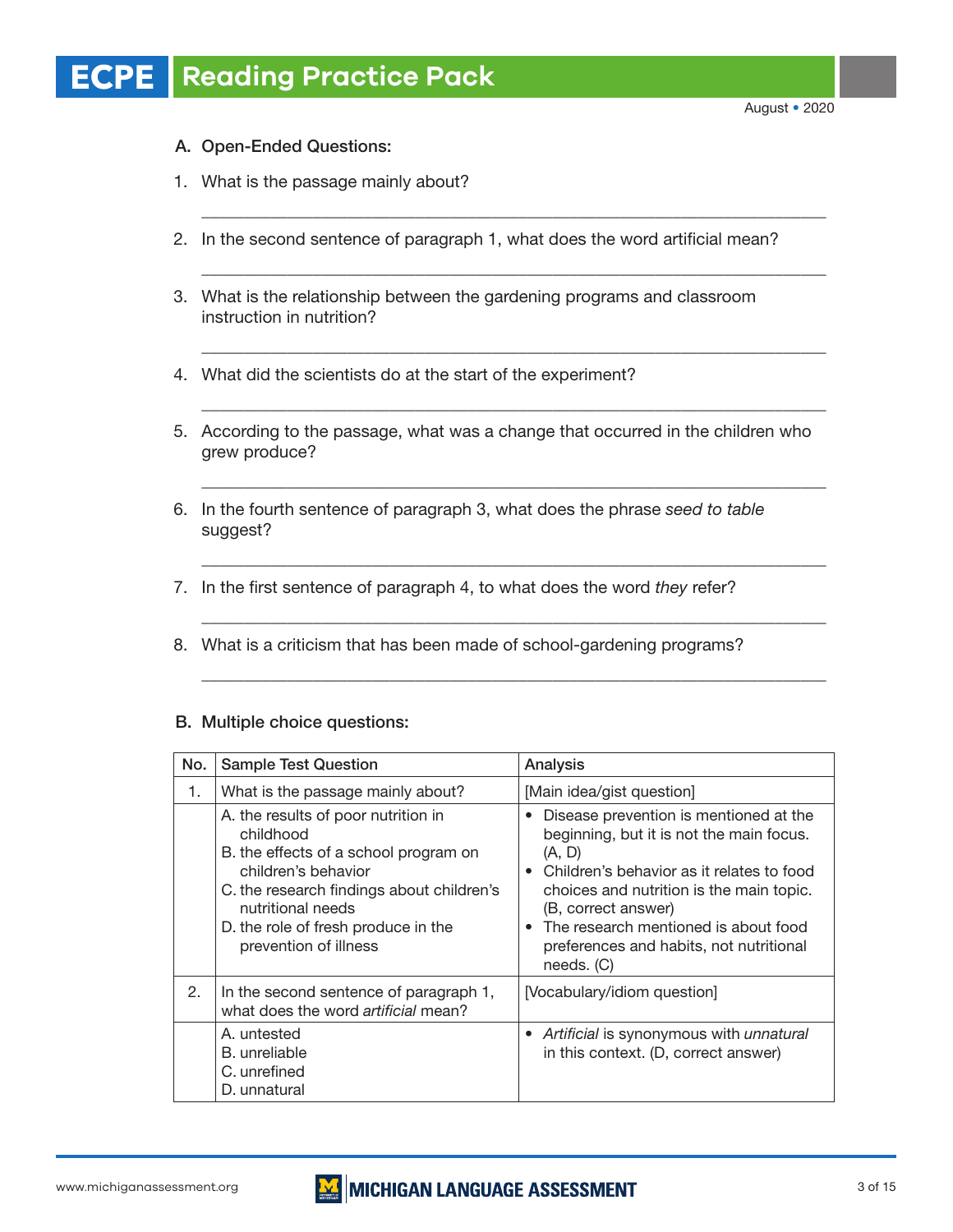## A. Open-Ended Questions:

1. What is the passage mainly about?

   ___

2. In the second sentence of paragraph 1, what does the word artificial mean?

   ___

3. What is the relationship between the gardening programs and classroom instruction in nutrition?

   ___

4. What did the scientists do at the start of the experiment?

   ___

5. According to the passage, what was a change that occurred in the children who grew produce?

   ___

6. In the fourth sentence of paragraph 3, what does the phrase *seed to table* suggest?

   ___

7. In the first sentence of paragraph 4, to what does the word *they* refer?

   ___

8. What is a criticism that has been made of school-gardening programs?

   ___

## B. Multiple choice questions:

| No. | Sample Test Question | Analysis |
|---|---|---|
| 1. | What is the passage mainly about? | [Main idea/gist question] |
| | A. the results of poor nutrition in childhood<br>B. the effects of a school program on children's behavior<br>C. the research findings about children's nutritional needs<br>D. the role of fresh produce in the prevention of illness | • Disease prevention is mentioned at the beginning, but it is not the main focus. (A, D)<br>• Children's behavior as it relates to food choices and nutrition is the main topic. (B, correct answer)<br>• The research mentioned is about food preferences and habits, not nutritional needs. (C) |
| 2. | In the second sentence of paragraph 1, what does the word *artificial* mean? | [Vocabulary/idiom question] |
| | A. untested<br>B. unreliable<br>C. unrefined<br>D. unnatural | • *Artificial* is synonymous with *unnatural* in this context. (D, correct answer) |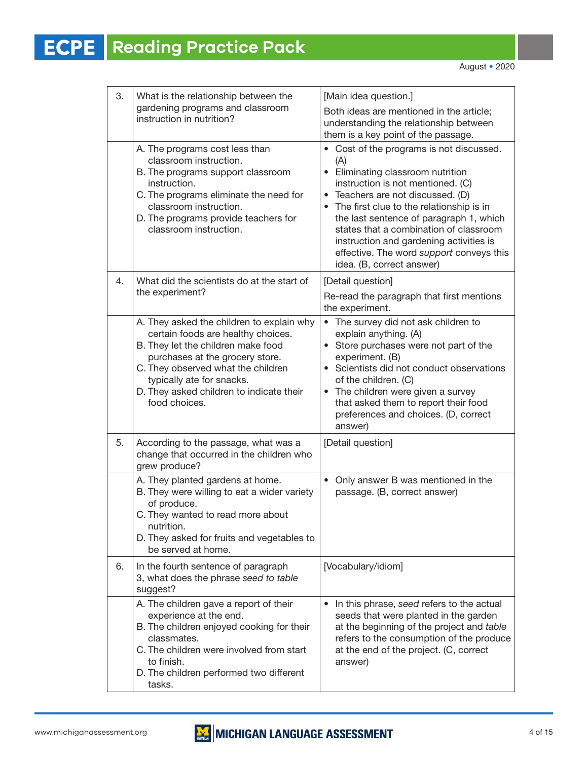| | | |
|---|---|---|
| 3. | What is the relationship between the gardening programs and classroom instruction in nutrition? | [Main idea question.]<br>Both ideas are mentioned in the article; understanding the relationship between them is a key point of the passage. |
| | A. The programs cost less than classroom instruction.<br>B. The programs support classroom instruction.<br>C. The programs eliminate the need for classroom instruction.<br>D. The programs provide teachers for classroom instruction. | • Cost of the programs is not discussed. (A)<br>• Eliminating classroom nutrition instruction is not mentioned. (C)<br>• Teachers are not discussed. (D)<br>• The first clue to the relationship is in the last sentence of paragraph 1, which states that a combination of classroom instruction and gardening activities is effective. The word *support* conveys this idea. (B, correct answer) |
| 4. | What did the scientists do at the start of the experiment? | [Detail question]<br>Re-read the paragraph that first mentions the experiment. |
| | A. They asked the children to explain why certain foods are healthy choices.<br>B. They let the children make food purchases at the grocery store.<br>C. They observed what the children typically ate for snacks.<br>D. They asked children to indicate their food choices. | • The survey did not ask children to explain anything. (A)<br>• Store purchases were not part of the experiment. (B)<br>• Scientists did not conduct observations of the children. (C)<br>• The children were given a survey that asked them to report their food preferences and choices. (D, correct answer) |
| 5. | According to the passage, what was a change that occurred in the children who grew produce? | [Detail question] |
| | A. They planted gardens at home.<br>B. They were willing to eat a wider variety of produce.<br>C. They wanted to read more about nutrition.<br>D. They asked for fruits and vegetables to be served at home. | • Only answer B was mentioned in the passage. (B, correct answer) |
| 6. | In the fourth sentence of paragraph 3, what does the phrase *seed to table* suggest? | [Vocabulary/idiom] |
| | A. The children gave a report of their experience at the end.<br>B. The children enjoyed cooking for their classmates.<br>C. The children were involved from start to finish.<br>D. The children performed two different tasks. | • In this phrase, *seed* refers to the actual seeds that were planted in the garden at the beginning of the project and *table* refers to the consumption of the produce at the end of the project. (C, correct answer) |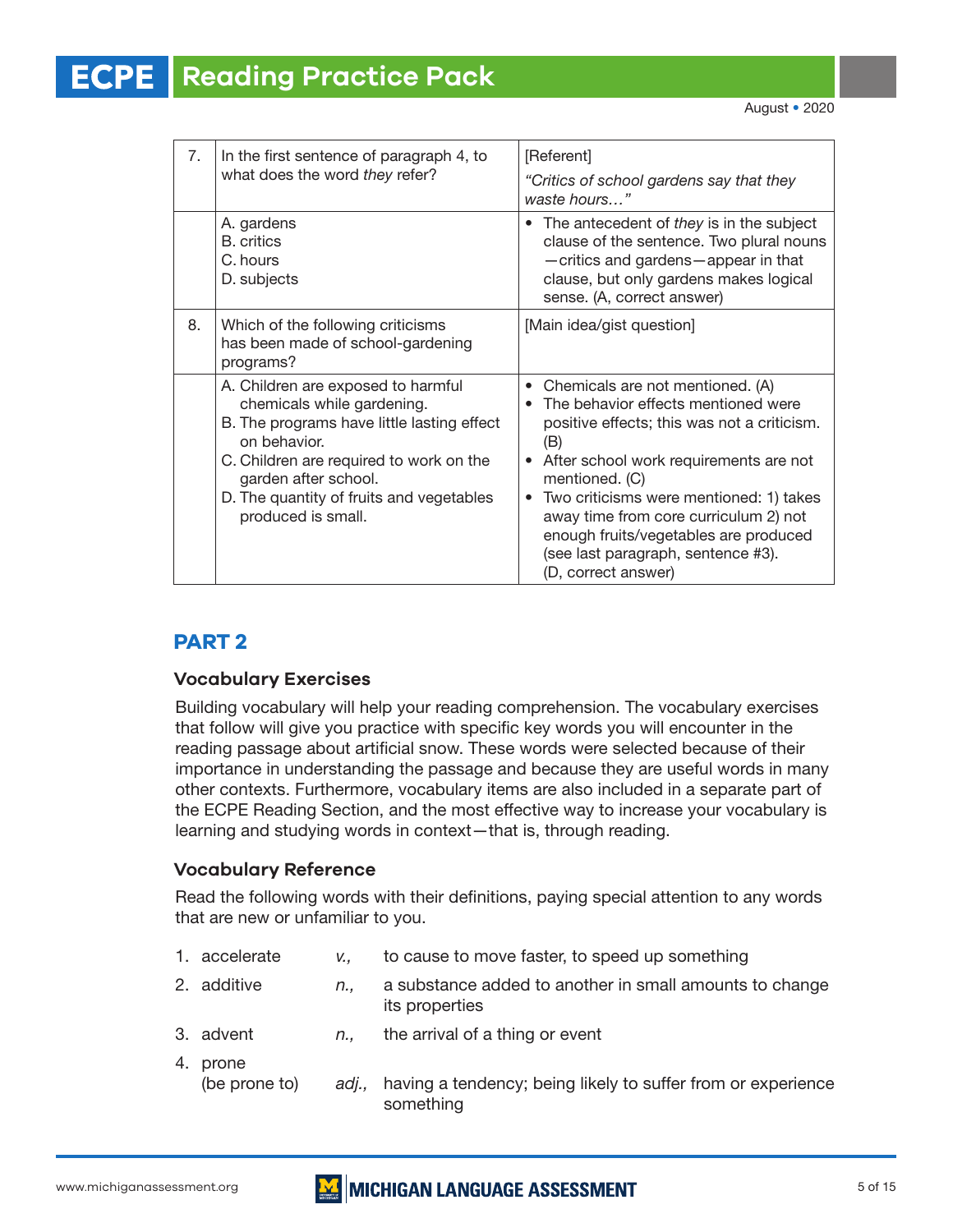| | | |
|---|---|---|
| 7. | In the first sentence of paragraph 4, to what does the word *they* refer? | [Referent]<br>*"Critics of school gardens say that they waste hours…"* |
| | A. gardens<br>B. critics<br>C. hours<br>D. subjects | • The antecedent of *they* is in the subject clause of the sentence. Two plural nouns—critics and gardens—appear in that clause, but only gardens makes logical sense. (A, correct answer) |
| 8. | Which of the following criticisms has been made of school-gardening programs? | [Main idea/gist question] |
| | A. Children are exposed to harmful chemicals while gardening.<br>B. The programs have little lasting effect on behavior.<br>C. Children are required to work on the garden after school.<br>D. The quantity of fruits and vegetables produced is small. | • Chemicals are not mentioned. (A)<br>• The behavior effects mentioned were positive effects; this was not a criticism. (B)<br>• After school work requirements are not mentioned. (C)<br>• Two criticisms were mentioned: 1) takes away time from core curriculum 2) not enough fruits/vegetables are produced (see last paragraph, sentence #3). (D, correct answer) |

## PART 2

### Vocabulary Exercises

Building vocabulary will help your reading comprehension. The vocabulary exercises that follow will give you practice with specific key words you will encounter in the reading passage about artificial snow. These words were selected because of their importance in understanding the passage and because they are useful words in many other contexts. Furthermore, vocabulary items are also included in a separate part of the ECPE Reading Section, and the most effective way to increase your vocabulary is learning and studying words in context—that is, through reading.

### Vocabulary Reference

Read the following words with their definitions, paying special attention to any words that are new or unfamiliar to you.

1. accelerate — *v.,* to cause to move faster, to speed up something
2. additive — *n.,* a substance added to another in small amounts to change its properties
3. advent — *n.,* the arrival of a thing or event
4. prone (be prone to) — *adj.,* having a tendency; being likely to suffer from or experience something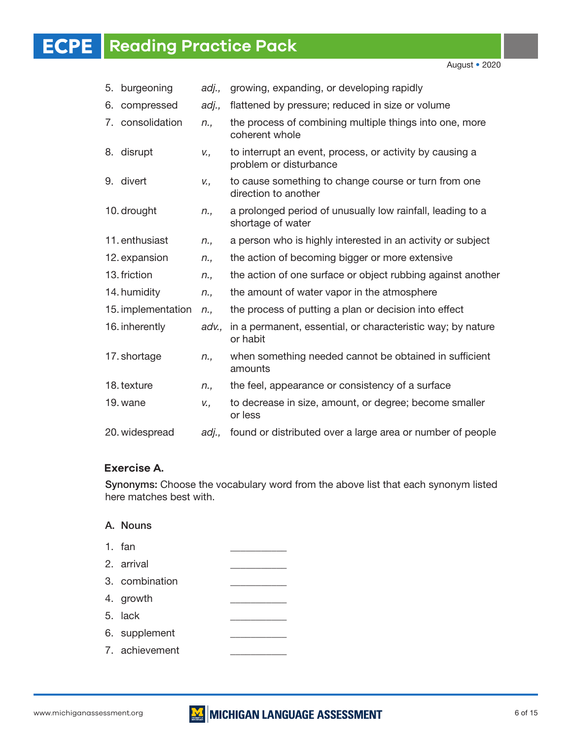5. burgeoning *adj.,* growing, expanding, or developing rapidly
6. compressed *adj.,* flattened by pressure; reduced in size or volume
7. consolidation *n.,* the process of combining multiple things into one, more coherent whole
8. disrupt *v.,* to interrupt an event, process, or activity by causing a problem or disturbance
9. divert *v.,* to cause something to change course or turn from one direction to another
10. drought *n.,* a prolonged period of unusually low rainfall, leading to a shortage of water
11. enthusiast *n.,* a person who is highly interested in an activity or subject
12. expansion *n.,* the action of becoming bigger or more extensive
13. friction *n.,* the action of one surface or object rubbing against another
14. humidity *n.,* the amount of water vapor in the atmosphere
15. implementation *n.,* the process of putting a plan or decision into effect
16. inherently *adv.,* in a permanent, essential, or characteristic way; by nature or habit
17. shortage *n.,* when something needed cannot be obtained in sufficient amounts
18. texture *n.,* the feel, appearance or consistency of a surface
19. wane *v.,* to decrease in size, amount, or degree; become smaller or less
20. widespread *adj.,* found or distributed over a large area or number of people

### Exercise A.

**Synonyms:** Choose the vocabulary word from the above list that each synonym listed here matches best with.

**A. Nouns**

1. fan __________
2. arrival __________
3. combination __________
4. growth __________
5. lack __________
6. supplement __________
7. achievement __________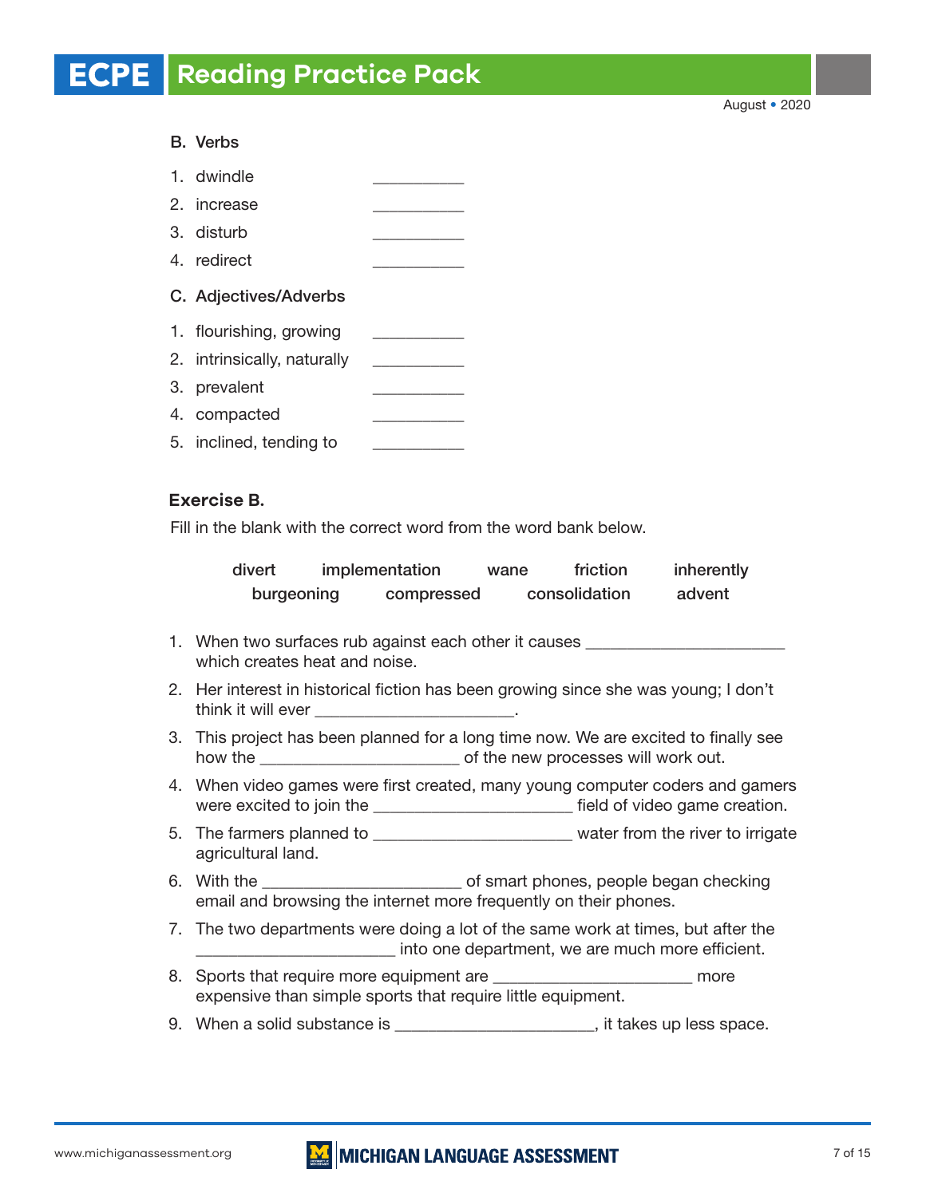**B. Verbs**

1. dwindle __________
2. increase __________
3. disturb __________
4. redirect __________

**C. Adjectives/Adverbs**

1. flourishing, growing __________
2. intrinsically, naturally __________
3. prevalent __________
4. compacted __________
5. inclined, tending to __________

### Exercise B.

Fill in the blank with the correct word from the word bank below.

**divert implementation wane friction inherently**
**burgeoning compressed consolidation advent**

1. When two surfaces rub against each other it causes ______________________ which creates heat and noise.
2. Her interest in historical fiction has been growing since she was young; I don't think it will ever ______________________.
3. This project has been planned for a long time now. We are excited to finally see how the ______________________ of the new processes will work out.
4. When video games were first created, many young computer coders and gamers were excited to join the ______________________ field of video game creation.
5. The farmers planned to ______________________ water from the river to irrigate agricultural land.
6. With the ______________________ of smart phones, people began checking email and browsing the internet more frequently on their phones.
7. The two departments were doing a lot of the same work at times, but after the ______________________ into one department, we are much more efficient.
8. Sports that require more equipment are ______________________ more expensive than simple sports that require little equipment.
9. When a solid substance is ______________________, it takes up less space.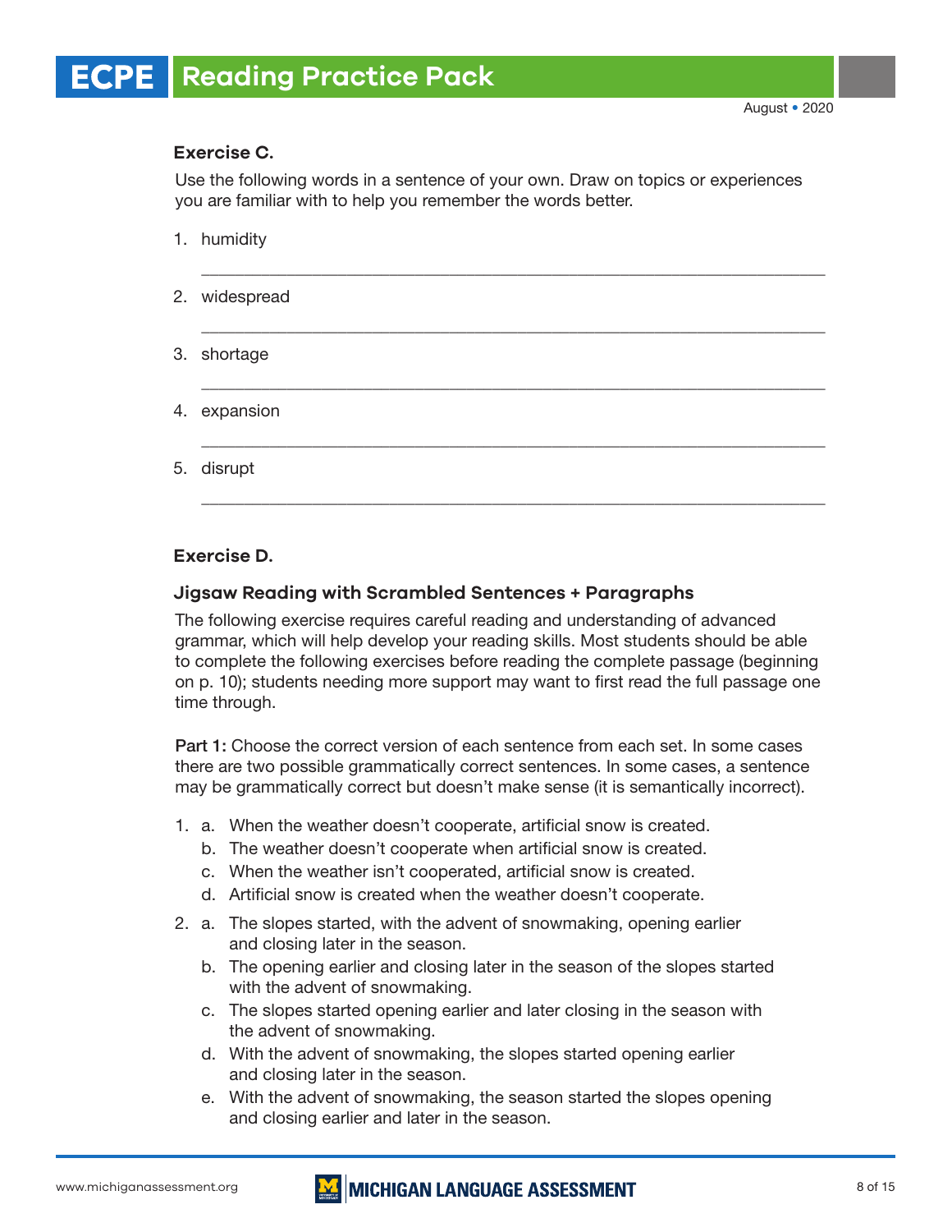### Exercise C.

Use the following words in a sentence of your own. Draw on topics or experiences you are familiar with to help you remember the words better.

1. humidity

   ___________________________________________________________________

2. widespread

   ___________________________________________________________________

3. shortage

   ___________________________________________________________________

4. expansion

   ___________________________________________________________________

5. disrupt

   ___________________________________________________________________

### Exercise D.

#### Jigsaw Reading with Scrambled Sentences + Paragraphs

The following exercise requires careful reading and understanding of advanced grammar, which will help develop your reading skills. Most students should be able to complete the following exercises before reading the complete passage (beginning on p. 10); students needing more support may want to first read the full passage one time through.

**Part 1:** Choose the correct version of each sentence from each set. In some cases there are two possible grammatically correct sentences. In some cases, a sentence may be grammatically correct but doesn't make sense (it is semantically incorrect).

1. a. When the weather doesn't cooperate, artificial snow is created.
   b. The weather doesn't cooperate when artificial snow is created.
   c. When the weather isn't cooperated, artificial snow is created.
   d. Artificial snow is created when the weather doesn't cooperate.

2. a. The slopes started, with the advent of snowmaking, opening earlier and closing later in the season.
   b. The opening earlier and closing later in the season of the slopes started with the advent of snowmaking.
   c. The slopes started opening earlier and later closing in the season with the advent of snowmaking.
   d. With the advent of snowmaking, the slopes started opening earlier and closing later in the season.
   e. With the advent of snowmaking, the season started the slopes opening and closing earlier and later in the season.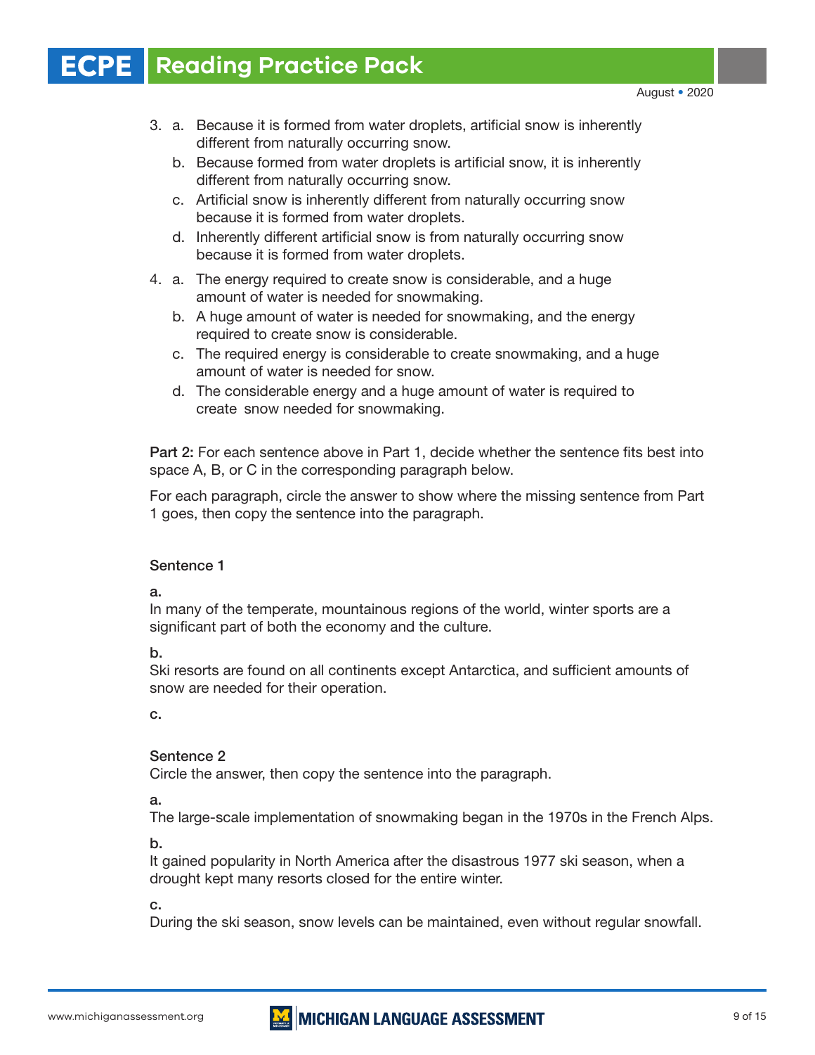3. a. Because it is formed from water droplets, artificial snow is inherently different from naturally occurring snow.
   b. Because formed from water droplets is artificial snow, it is inherently different from naturally occurring snow.
   c. Artificial snow is inherently different from naturally occurring snow because it is formed from water droplets.
   d. Inherently different artificial snow is from naturally occurring snow because it is formed from water droplets.

4. a. The energy required to create snow is considerable, and a huge amount of water is needed for snowmaking.
   b. A huge amount of water is needed for snowmaking, and the energy required to create snow is considerable.
   c. The required energy is considerable to create snowmaking, and a huge amount of water is needed for snow.
   d. The considerable energy and a huge amount of water is required to create snow needed for snowmaking.

**Part 2:** For each sentence above in Part 1, decide whether the sentence fits best into space A, B, or C in the corresponding paragraph below.

For each paragraph, circle the answer to show where the missing sentence from Part 1 goes, then copy the sentence into the paragraph.

**Sentence 1**

**a.**
In many of the temperate, mountainous regions of the world, winter sports are a significant part of both the economy and the culture.

**b.**
Ski resorts are found on all continents except Antarctica, and sufficient amounts of snow are needed for their operation.

**c.**

**Sentence 2**
Circle the answer, then copy the sentence into the paragraph.

**a.**
The large-scale implementation of snowmaking began in the 1970s in the French Alps.

**b.**
It gained popularity in North America after the disastrous 1977 ski season, when a drought kept many resorts closed for the entire winter.

**c.**
During the ski season, snow levels can be maintained, even without regular snowfall.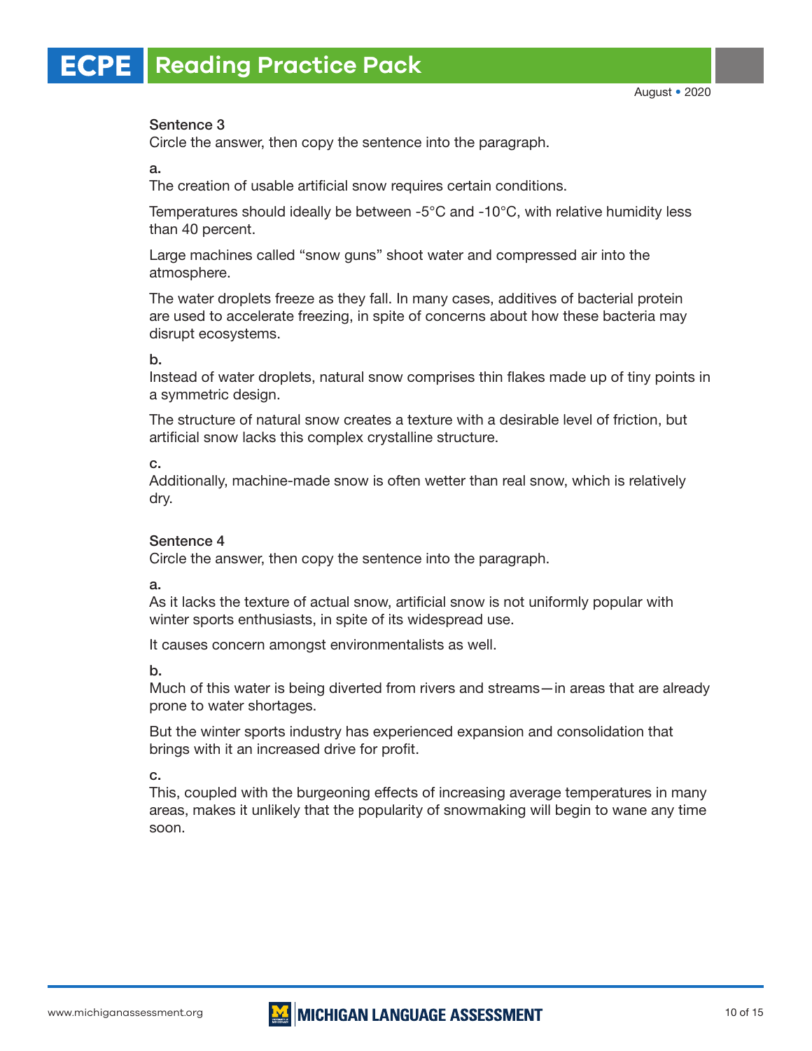Sentence 3

Circle the answer, then copy the sentence into the paragraph.

a.

The creation of usable artificial snow requires certain conditions.

Temperatures should ideally be between -5°C and -10°C, with relative humidity less than 40 percent.

Large machines called “snow guns” shoot water and compressed air into the atmosphere.

The water droplets freeze as they fall. In many cases, additives of bacterial protein are used to accelerate freezing, in spite of concerns about how these bacteria may disrupt ecosystems.

b.

Instead of water droplets, natural snow comprises thin flakes made up of tiny points in a symmetric design.

The structure of natural snow creates a texture with a desirable level of friction, but artificial snow lacks this complex crystalline structure.

c.

Additionally, machine-made snow is often wetter than real snow, which is relatively dry.

Sentence 4

Circle the answer, then copy the sentence into the paragraph.

a.

As it lacks the texture of actual snow, artificial snow is not uniformly popular with winter sports enthusiasts, in spite of its widespread use.

It causes concern amongst environmentalists as well.

b.

Much of this water is being diverted from rivers and streams—in areas that are already prone to water shortages.

But the winter sports industry has experienced expansion and consolidation that brings with it an increased drive for profit.

c.

This, coupled with the burgeoning effects of increasing average temperatures in many areas, makes it unlikely that the popularity of snowmaking will begin to wane any time soon.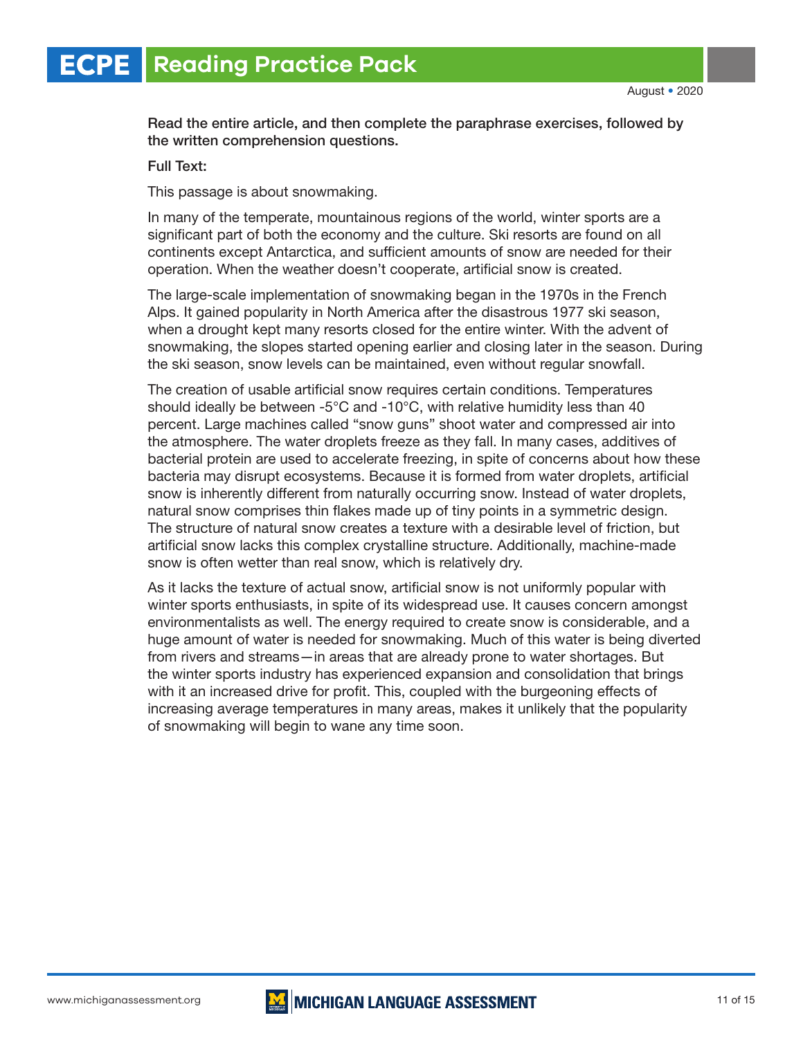**Read the entire article, and then complete the paraphrase exercises, followed by the written comprehension questions.**

**Full Text:**

This passage is about snowmaking.

In many of the temperate, mountainous regions of the world, winter sports are a significant part of both the economy and the culture. Ski resorts are found on all continents except Antarctica, and sufficient amounts of snow are needed for their operation. When the weather doesn't cooperate, artificial snow is created.

The large-scale implementation of snowmaking began in the 1970s in the French Alps. It gained popularity in North America after the disastrous 1977 ski season, when a drought kept many resorts closed for the entire winter. With the advent of snowmaking, the slopes started opening earlier and closing later in the season. During the ski season, snow levels can be maintained, even without regular snowfall.

The creation of usable artificial snow requires certain conditions. Temperatures should ideally be between -5°C and -10°C, with relative humidity less than 40 percent. Large machines called "snow guns" shoot water and compressed air into the atmosphere. The water droplets freeze as they fall. In many cases, additives of bacterial protein are used to accelerate freezing, in spite of concerns about how these bacteria may disrupt ecosystems. Because it is formed from water droplets, artificial snow is inherently different from naturally occurring snow. Instead of water droplets, natural snow comprises thin flakes made up of tiny points in a symmetric design. The structure of natural snow creates a texture with a desirable level of friction, but artificial snow lacks this complex crystalline structure. Additionally, machine-made snow is often wetter than real snow, which is relatively dry.

As it lacks the texture of actual snow, artificial snow is not uniformly popular with winter sports enthusiasts, in spite of its widespread use. It causes concern amongst environmentalists as well. The energy required to create snow is considerable, and a huge amount of water is needed for snowmaking. Much of this water is being diverted from rivers and streams—in areas that are already prone to water shortages. But the winter sports industry has experienced expansion and consolidation that brings with it an increased drive for profit. This, coupled with the burgeoning effects of increasing average temperatures in many areas, makes it unlikely that the popularity of snowmaking will begin to wane any time soon.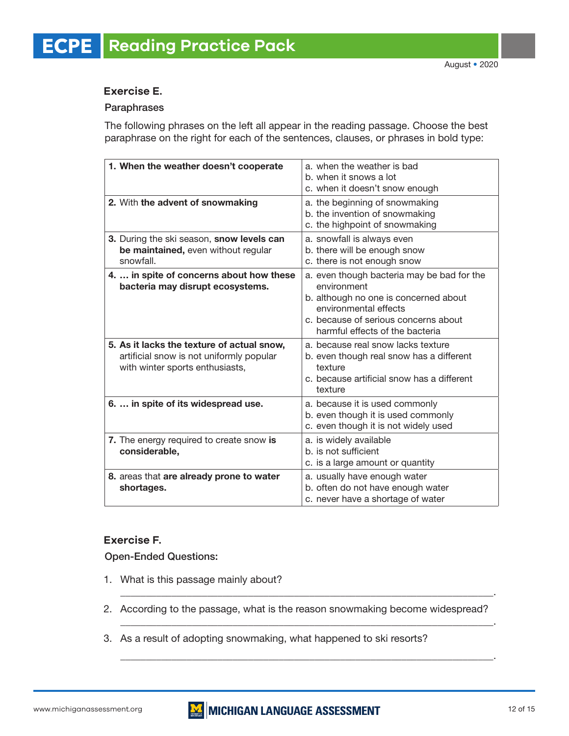### Exercise E.

Paraphrases

The following phrases on the left all appear in the reading passage. Choose the best paraphrase on the right for each of the sentences, clauses, or phrases in bold type:

| | |
|---|---|
| **1. When the weather doesn't cooperate** | a. when the weather is bad<br>b. when it snows a lot<br>c. when it doesn't snow enough |
| **2.** With **the advent of snowmaking** | a. the beginning of snowmaking<br>b. the invention of snowmaking<br>c. the highpoint of snowmaking |
| **3.** During the ski season, **snow levels can be maintained,** even without regular snowfall. | a. snowfall is always even<br>b. there will be enough snow<br>c. there is not enough snow |
| **4. … in spite of concerns about how these bacteria may disrupt ecosystems.** | a. even though bacteria may be bad for the environment<br>b. although no one is concerned about environmental effects<br>c. because of serious concerns about harmful effects of the bacteria |
| **5. As it lacks the texture of actual snow,** artificial snow is not uniformly popular with winter sports enthusiasts, | a. because real snow lacks texture<br>b. even though real snow has a different texture<br>c. because artificial snow has a different texture |
| **6. … in spite of its widespread use.** | a. because it is used commonly<br>b. even though it is used commonly<br>c. even though it is not widely used |
| **7.** The energy required to create snow **is considerable,** | a. is widely available<br>b. is not sufficient<br>c. is a large amount or quantity |
| **8.** areas that **are already prone to water shortages.** | a. usually have enough water<br>b. often do not have enough water<br>c. never have a shortage of water |

### Exercise F.

Open-Ended Questions:

1. What is this passage mainly about?
   \_\_\_\_\_\_\_\_\_\_\_\_\_\_\_\_\_\_\_\_\_\_\_\_\_\_\_\_\_\_\_\_\_\_\_\_\_\_\_\_\_\_\_\_\_\_\_\_\_\_\_\_\_\_\_\_\_\_\_\_.
2. According to the passage, what is the reason snowmaking become widespread?
   \_\_\_\_\_\_\_\_\_\_\_\_\_\_\_\_\_\_\_\_\_\_\_\_\_\_\_\_\_\_\_\_\_\_\_\_\_\_\_\_\_\_\_\_\_\_\_\_\_\_\_\_\_\_\_\_\_\_\_\_.
3. As a result of adopting snowmaking, what happened to ski resorts?
   \_\_\_\_\_\_\_\_\_\_\_\_\_\_\_\_\_\_\_\_\_\_\_\_\_\_\_\_\_\_\_\_\_\_\_\_\_\_\_\_\_\_\_\_\_\_\_\_\_\_\_\_\_\_\_\_\_\_\_\_.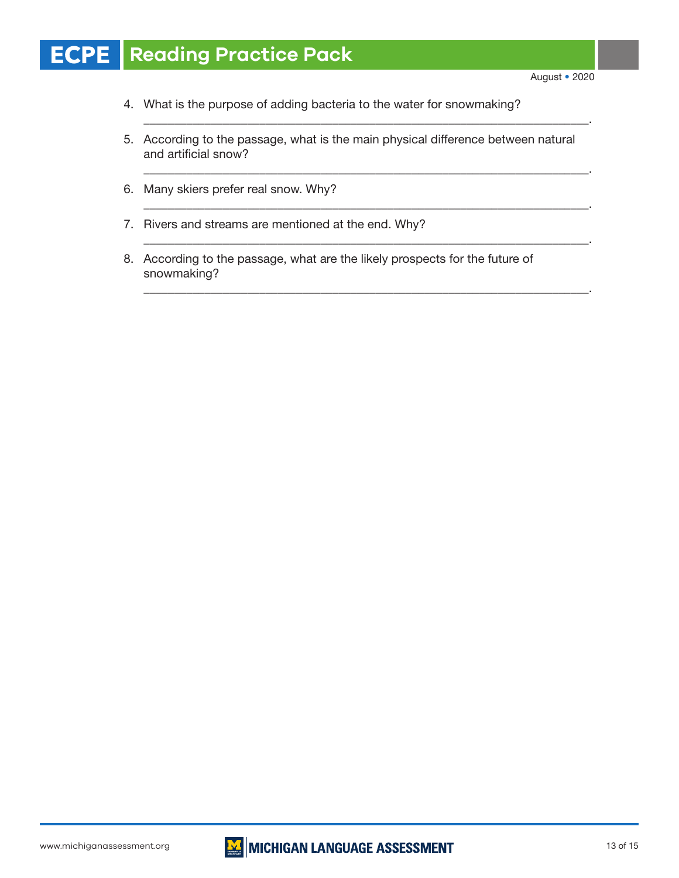4. What is the purpose of adding bacteria to the water for snowmaking?
   ______________________________________________________________________.

5. According to the passage, what is the main physical difference between natural and artificial snow?
   ______________________________________________________________________.

6. Many skiers prefer real snow. Why?
   ______________________________________________________________________.

7. Rivers and streams are mentioned at the end. Why?
   ______________________________________________________________________.

8. According to the passage, what are the likely prospects for the future of snowmaking?
   ______________________________________________________________________.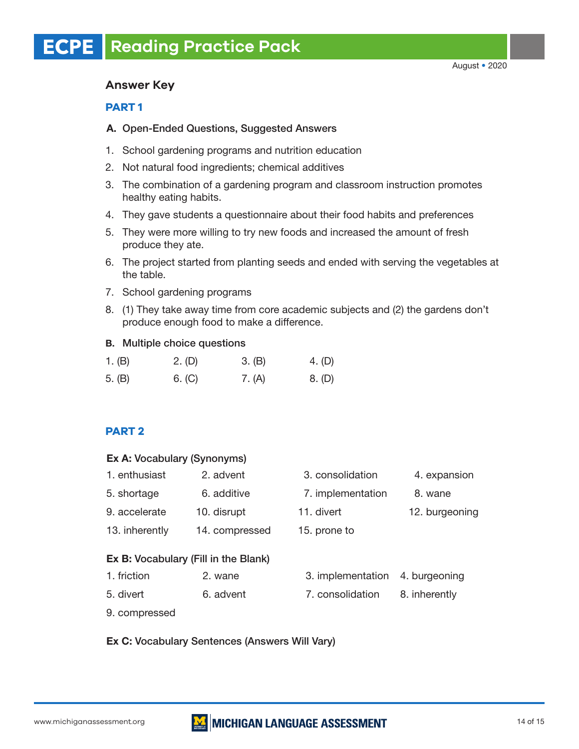## Answer Key

### PART 1

**A. Open-Ended Questions, Suggested Answers**

1. School gardening programs and nutrition education
2. Not natural food ingredients; chemical additives
3. The combination of a gardening program and classroom instruction promotes healthy eating habits.
4. They gave students a questionnaire about their food habits and preferences
5. They were more willing to try new foods and increased the amount of fresh produce they ate.
6. The project started from planting seeds and ended with serving the vegetables at the table.
7. School gardening programs
8. (1) They take away time from core academic subjects and (2) the gardens don't produce enough food to make a difference.

**B. Multiple choice questions**

| | | | |
|---|---|---|---|
| 1. (B) | 2. (D) | 3. (B) | 4. (D) |
| 5. (B) | 6. (C) | 7. (A) | 8. (D) |

### PART 2

**Ex A:** Vocabulary (Synonyms)

| | | | |
|---|---|---|---|
| 1. enthusiast | 2. advent | 3. consolidation | 4. expansion |
| 5. shortage | 6. additive | 7. implementation | 8. wane |
| 9. accelerate | 10. disrupt | 11. divert | 12. burgeoning |
| 13. inherently | 14. compressed | 15. prone to | |

**Ex B:** Vocabulary (Fill in the Blank)

| | | | |
|---|---|---|---|
| 1. friction | 2. wane | 3. implementation | 4. burgeoning |
| 5. divert | 6. advent | 7. consolidation | 8. inherently |
| 9. compressed | | | |

**Ex C:** Vocabulary Sentences (Answers Will Vary)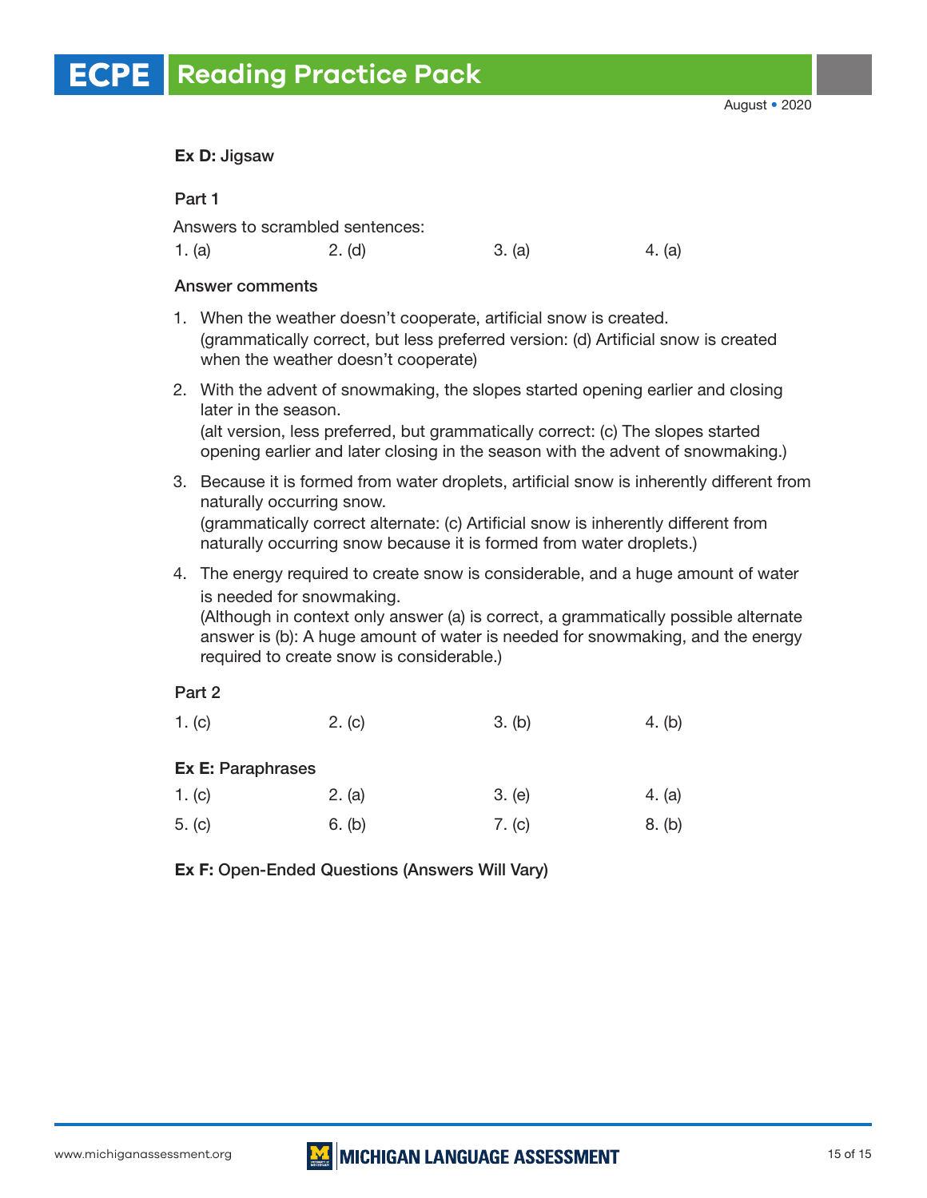**Ex D:** Jigsaw

Part 1

Answers to scrambled sentences:

| | | | |
|---|---|---|---|
| 1. (a) | 2. (d) | 3. (a) | 4. (a) |

Answer comments

1. When the weather doesn't cooperate, artificial snow is created.
   (grammatically correct, but less preferred version: (d) Artificial snow is created when the weather doesn't cooperate)
2. With the advent of snowmaking, the slopes started opening earlier and closing later in the season.
   (alt version, less preferred, but grammatically correct: (c) The slopes started opening earlier and later closing in the season with the advent of snowmaking.)
3. Because it is formed from water droplets, artificial snow is inherently different from naturally occurring snow.
   (grammatically correct alternate: (c) Artificial snow is inherently different from naturally occurring snow because it is formed from water droplets.)
4. The energy required to create snow is considerable, and a huge amount of water is needed for snowmaking.
   (Although in context only answer (a) is correct, a grammatically possible alternate answer is (b): A huge amount of water is needed for snowmaking, and the energy required to create snow is considerable.)

Part 2

| | | | |
|---|---|---|---|
| 1. (c) | 2. (c) | 3. (b) | 4. (b) |

**Ex E:** Paraphrases

| | | | |
|---|---|---|---|
| 1. (c) | 2. (a) | 3. (e) | 4. (a) |
| 5. (c) | 6. (b) | 7. (c) | 8. (b) |

**Ex F:** Open-Ended Questions (Answers Will Vary)